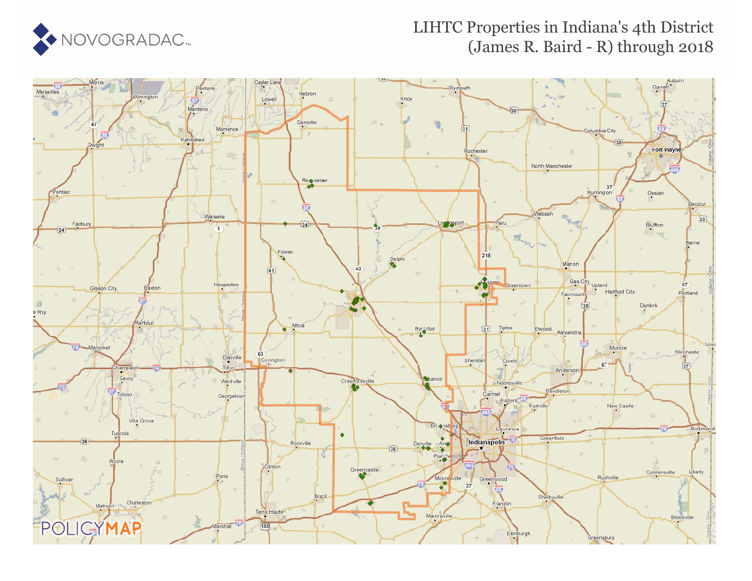# LIHTC Properties in Indiana's 4th District (James R. Baird - R) through 2018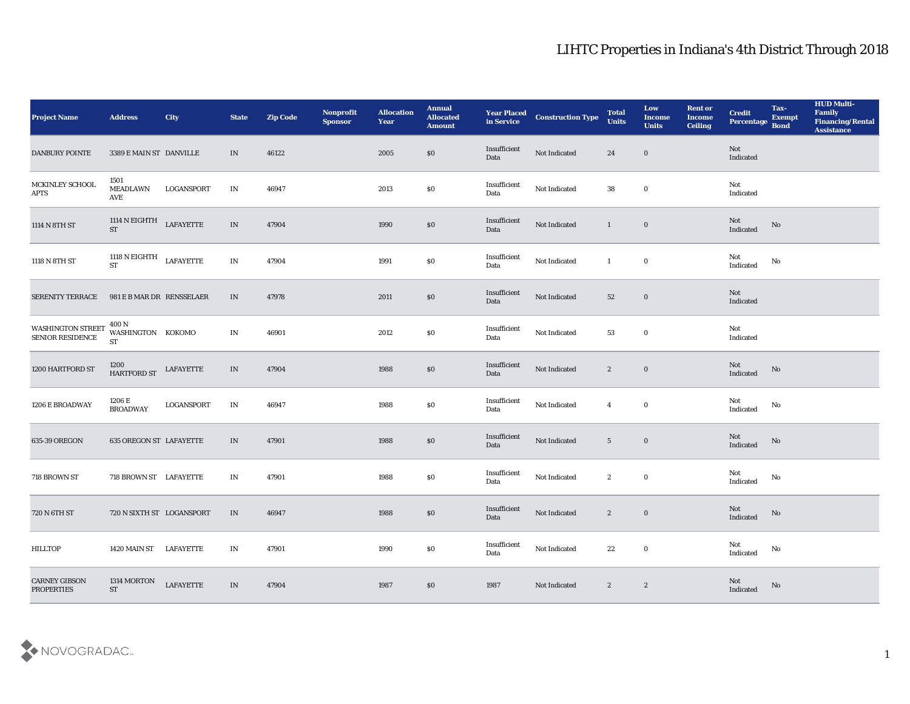# LIHTC Properties in Indiana's 4th District Through 2018

| Project Name | Address | City | State | Zip Code | Nonprofit Sponsor | Allocation Year | Annual Allocated Amount | Year Placed in Service | Construction Type | Total Units | Low Income Units | Rent or Income Ceiling | Credit Percentage | Tax-Exempt Bond | HUD Multi-Family Financing/Rental Assistance |
|---|---|---|---|---|---|---|---|---|---|---|---|---|---|---|---|
| DANBURY POINTE | 3389 E MAIN ST | DANVILLE | IN | 46122 | | 2005 | $0 | Insufficient Data | Not Indicated | 24 | 0 | | Not Indicated | | |
| MCKINLEY SCHOOL APTS | 1501 MEADLAWN AVE | LOGANSPORT | IN | 46947 | | 2013 | $0 | Insufficient Data | Not Indicated | 38 | 0 | | Not Indicated | | |
| 1114 N 8TH ST | 1114 N EIGHTH ST | LAFAYETTE | IN | 47904 | | 1990 | $0 | Insufficient Data | Not Indicated | 1 | 0 | | Not Indicated | No | |
| 1118 N 8TH ST | 1118 N EIGHTH ST | LAFAYETTE | IN | 47904 | | 1991 | $0 | Insufficient Data | Not Indicated | 1 | 0 | | Not Indicated | No | |
| SERENITY TERRACE | 981 E B MAR DR | RENSSELAER | IN | 47978 | | 2011 | $0 | Insufficient Data | Not Indicated | 52 | 0 | | Not Indicated | | |
| WASHINGTON STREET SENIOR RESIDENCE | 400 N WASHINGTON ST | KOKOMO | IN | 46901 | | 2012 | $0 | Insufficient Data | Not Indicated | 53 | 0 | | Not Indicated | | |
| 1200 HARTFORD ST | 1200 HARTFORD ST | LAFAYETTE | IN | 47904 | | 1988 | $0 | Insufficient Data | Not Indicated | 2 | 0 | | Not Indicated | No | |
| 1206 E BROADWAY | 1206 E BROADWAY | LOGANSPORT | IN | 46947 | | 1988 | $0 | Insufficient Data | Not Indicated | 4 | 0 | | Not Indicated | No | |
| 635-39 OREGON | 635 OREGON ST | LAFAYETTE | IN | 47901 | | 1988 | $0 | Insufficient Data | Not Indicated | 5 | 0 | | Not Indicated | No | |
| 718 BROWN ST | 718 BROWN ST | LAFAYETTE | IN | 47901 | | 1988 | $0 | Insufficient Data | Not Indicated | 2 | 0 | | Not Indicated | No | |
| 720 N 6TH ST | 720 N SIXTH ST | LOGANSPORT | IN | 46947 | | 1988 | $0 | Insufficient Data | Not Indicated | 2 | 0 | | Not Indicated | No | |
| HILLTOP | 1420 MAIN ST | LAFAYETTE | IN | 47901 | | 1990 | $0 | Insufficient Data | Not Indicated | 22 | 0 | | Not Indicated | No | |
| CARNEY GIBSON PROPERTIES | 1314 MORTON ST | LAFAYETTE | IN | 47904 | | 1987 | $0 | 1987 | Not Indicated | 2 | 2 | | Not Indicated | No | |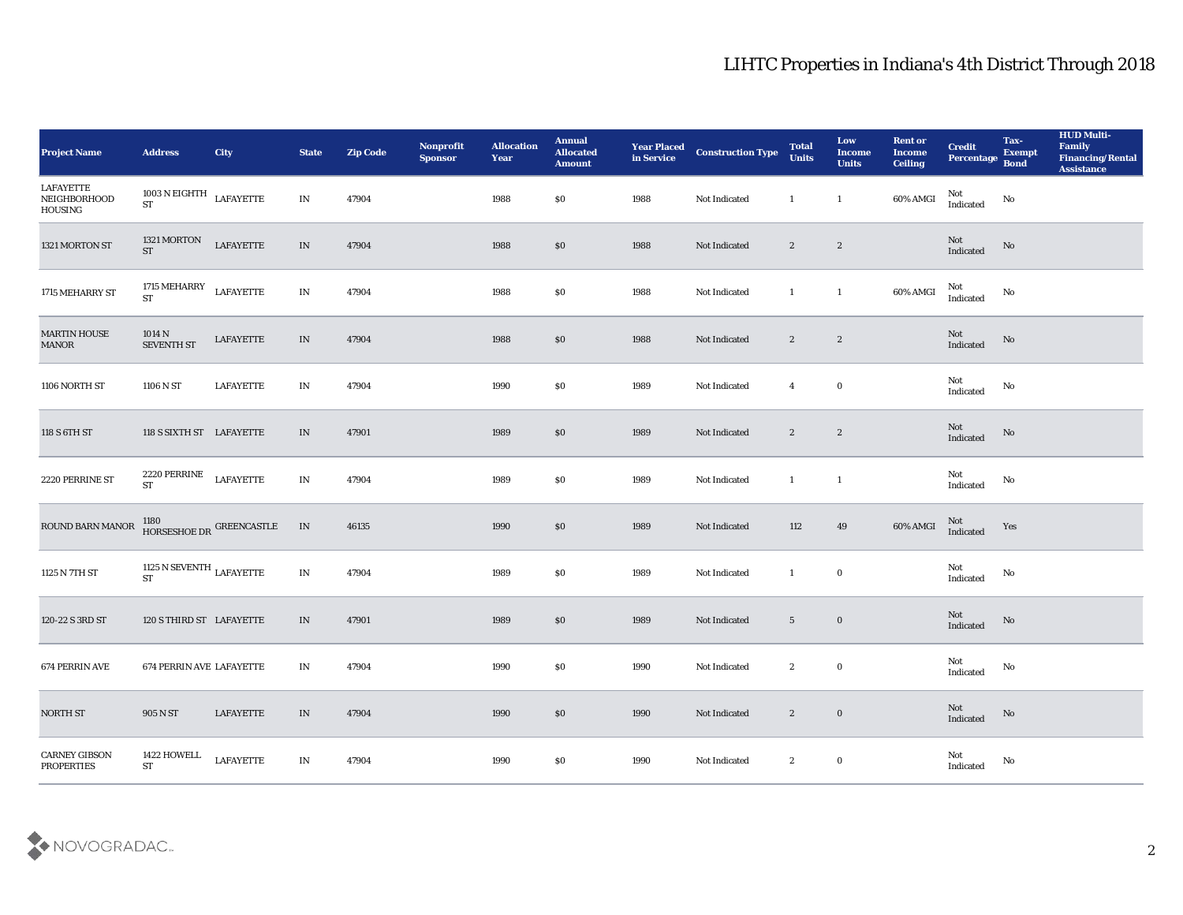# LIHTC Properties in Indiana's 4th District Through 2018

| Project Name | Address | City | State | Zip Code | Nonprofit Sponsor | Allocation Year | Annual Allocated Amount | Year Placed in Service | Construction Type | Total Units | Low Income Units | Rent or Income Ceiling | Credit Percentage | Tax-Exempt Bond | HUD Multi-Family Financing/Rental Assistance |
|---|---|---|---|---|---|---|---|---|---|---|---|---|---|---|---|
| LAFAYETTE NEIGHBORHOOD HOUSING | 1003 N EIGHTH ST | LAFAYETTE | IN | 47904 | | 1988 | $0 | 1988 | Not Indicated | 1 | 1 | 60% AMGI | Not Indicated | No | |
| 1321 MORTON ST | 1321 MORTON ST | LAFAYETTE | IN | 47904 | | 1988 | $0 | 1988 | Not Indicated | 2 | 2 | | Not Indicated | No | |
| 1715 MEHARRY ST | 1715 MEHARRY ST | LAFAYETTE | IN | 47904 | | 1988 | $0 | 1988 | Not Indicated | 1 | 1 | 60% AMGI | Not Indicated | No | |
| MARTIN HOUSE MANOR | 1014 N SEVENTH ST | LAFAYETTE | IN | 47904 | | 1988 | $0 | 1988 | Not Indicated | 2 | 2 | | Not Indicated | No | |
| 1106 NORTH ST | 1106 N ST | LAFAYETTE | IN | 47904 | | 1990 | $0 | 1989 | Not Indicated | 4 | 0 | | Not Indicated | No | |
| 118 S 6TH ST | 118 S SIXTH ST | LAFAYETTE | IN | 47901 | | 1989 | $0 | 1989 | Not Indicated | 2 | 2 | | Not Indicated | No | |
| 2220 PERRINE ST | 2220 PERRINE ST | LAFAYETTE | IN | 47904 | | 1989 | $0 | 1989 | Not Indicated | 1 | 1 | | Not Indicated | No | |
| ROUND BARN MANOR | 1180 HORSESHOE DR | GREENCASTLE | IN | 46135 | | 1990 | $0 | 1989 | Not Indicated | 112 | 49 | 60% AMGI | Not Indicated | Yes | |
| 1125 N 7TH ST | 1125 N SEVENTH ST | LAFAYETTE | IN | 47904 | | 1989 | $0 | 1989 | Not Indicated | 1 | 0 | | Not Indicated | No | |
| 120-22 S 3RD ST | 120 S THIRD ST | LAFAYETTE | IN | 47901 | | 1989 | $0 | 1989 | Not Indicated | 5 | 0 | | Not Indicated | No | |
| 674 PERRIN AVE | 674 PERRIN AVE | LAFAYETTE | IN | 47904 | | 1990 | $0 | 1990 | Not Indicated | 2 | 0 | | Not Indicated | No | |
| NORTH ST | 905 N ST | LAFAYETTE | IN | 47904 | | 1990 | $0 | 1990 | Not Indicated | 2 | 0 | | Not Indicated | No | |
| CARNEY GIBSON PROPERTIES | 1422 HOWELL ST | LAFAYETTE | IN | 47904 | | 1990 | $0 | 1990 | Not Indicated | 2 | 0 | | Not Indicated | No | |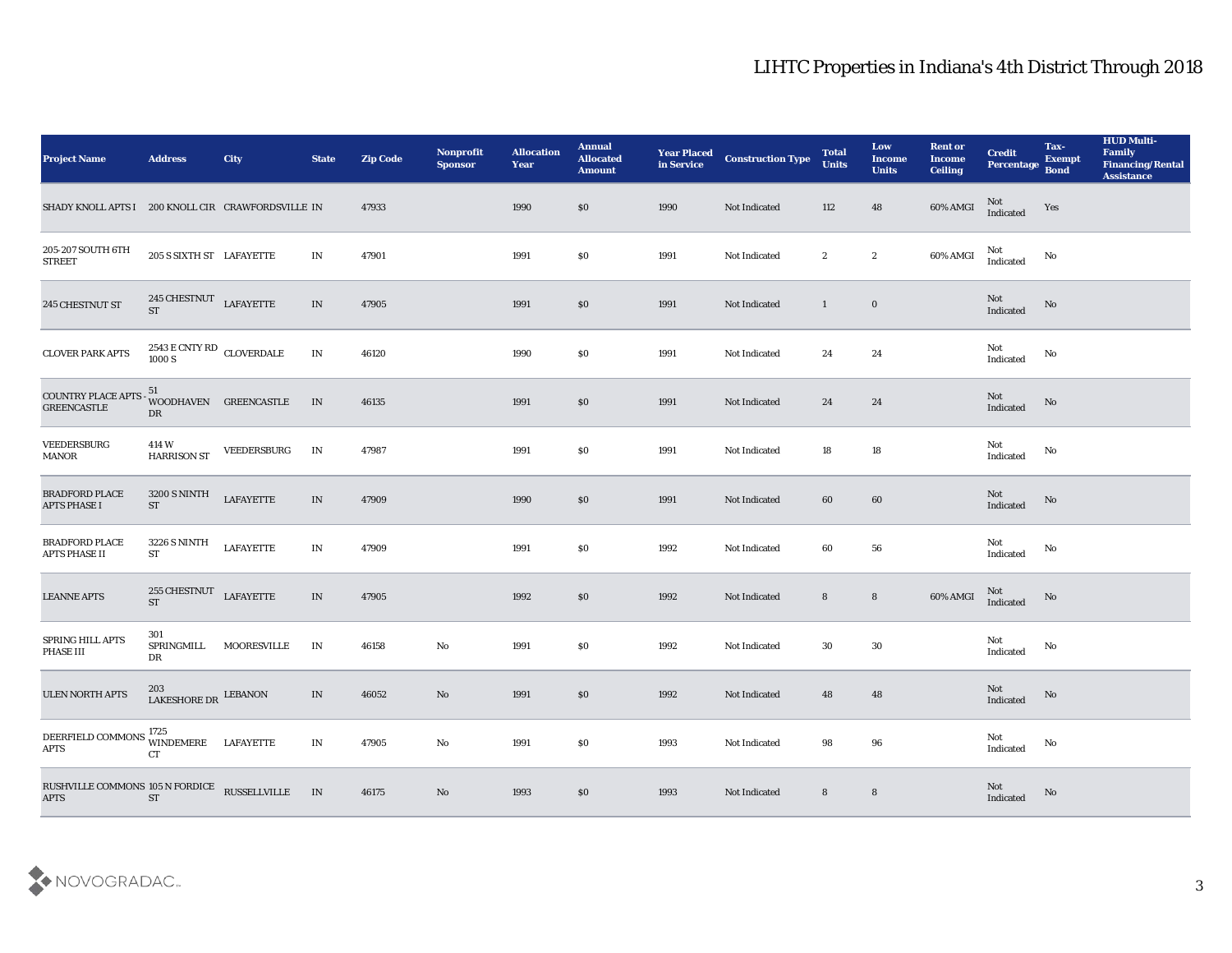# LIHTC Properties in Indiana's 4th District Through 2018

| Project Name | Address | City | State | Zip Code | Nonprofit Sponsor | Allocation Year | Annual Allocated Amount | Year Placed in Service | Construction Type | Total Units | Low Income Units | Rent or Income Ceiling | Credit Percentage | Tax-Exempt Bond | HUD Multi-Family Financing/Rental Assistance |
|---|---|---|---|---|---|---|---|---|---|---|---|---|---|---|---|
| SHADY KNOLL APTS I | 200 KNOLL CIR | CRAWFORDSVILLE | IN | 47933 | | 1990 | $0 | 1990 | Not Indicated | 112 | 48 | 60% AMGI | Not Indicated | Yes | |
| 205-207 SOUTH 6TH STREET | 205 S SIXTH ST | LAFAYETTE | IN | 47901 | | 1991 | $0 | 1991 | Not Indicated | 2 | 2 | 60% AMGI | Not Indicated | No | |
| 245 CHESTNUT ST | 245 CHESTNUT ST | LAFAYETTE | IN | 47905 | | 1991 | $0 | 1991 | Not Indicated | 1 | 0 | | Not Indicated | No | |
| CLOVER PARK APTS | 2543 E CNTY RD 1000 S | CLOVERDALE | IN | 46120 | | 1990 | $0 | 1991 | Not Indicated | 24 | 24 | | Not Indicated | No | |
| COUNTRY PLACE APTS - GREENCASTLE | 51 WOODHAVEN DR | GREENCASTLE | IN | 46135 | | 1991 | $0 | 1991 | Not Indicated | 24 | 24 | | Not Indicated | No | |
| VEEDERSBURG MANOR | 414 W HARRISON ST | VEEDERSBURG | IN | 47987 | | 1991 | $0 | 1991 | Not Indicated | 18 | 18 | | Not Indicated | No | |
| BRADFORD PLACE APTS PHASE I | 3200 S NINTH ST | LAFAYETTE | IN | 47909 | | 1990 | $0 | 1991 | Not Indicated | 60 | 60 | | Not Indicated | No | |
| BRADFORD PLACE APTS PHASE II | 3226 S NINTH ST | LAFAYETTE | IN | 47909 | | 1991 | $0 | 1992 | Not Indicated | 60 | 56 | | Not Indicated | No | |
| LEANNE APTS | 255 CHESTNUT ST | LAFAYETTE | IN | 47905 | | 1992 | $0 | 1992 | Not Indicated | 8 | 8 | 60% AMGI | Not Indicated | No | |
| SPRING HILL APTS PHASE III | 301 SPRINGMILL DR | MOORESVILLE | IN | 46158 | No | 1991 | $0 | 1992 | Not Indicated | 30 | 30 | | Not Indicated | No | |
| ULEN NORTH APTS | 203 LAKESHORE DR | LEBANON | IN | 46052 | No | 1991 | $0 | 1992 | Not Indicated | 48 | 48 | | Not Indicated | No | |
| DEERFIELD COMMONS APTS | 1725 WINDEMERE CT | LAFAYETTE | IN | 47905 | No | 1991 | $0 | 1993 | Not Indicated | 98 | 96 | | Not Indicated | No | |
| RUSHVILLE COMMONS APTS | 105 N FORDICE ST | RUSSELLVILLE | IN | 46175 | No | 1993 | $0 | 1993 | Not Indicated | 8 | 8 | | Not Indicated | No | |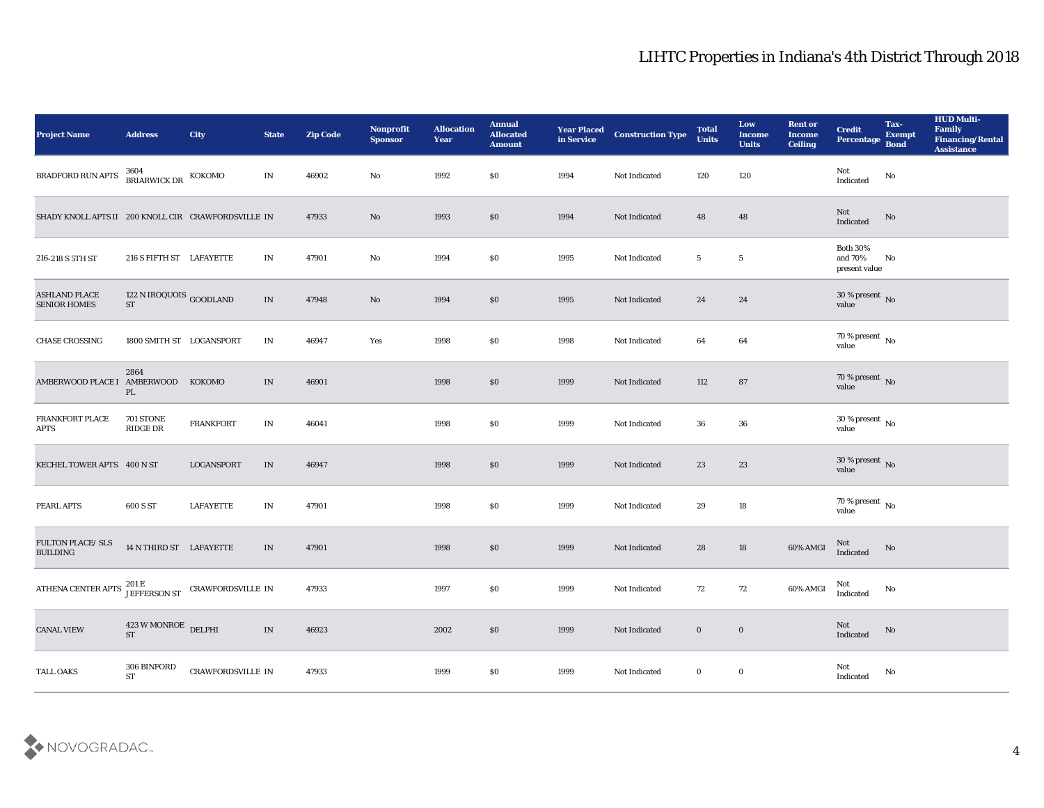# LIHTC Properties in Indiana's 4th District Through 2018

| Project Name | Address | City | State | Zip Code | Nonprofit Sponsor | Allocation Year | Annual Allocated Amount | Year Placed in Service | Construction Type | Total Units | Low Income Units | Rent or Income Ceiling | Credit Percentage | Tax-Exempt Bond | HUD Multi-Family Financing/Rental Assistance |
|---|---|---|---|---|---|---|---|---|---|---|---|---|---|---|---|
| BRADFORD RUN APTS | 3604 BRIARWICK DR | KOKOMO | IN | 46902 | No | 1992 | $0 | 1994 | Not Indicated | 120 | 120 | | Not Indicated | No | |
| SHADY KNOLL APTS II | 200 KNOLL CIR | CRAWFORDSVILLE | IN | 47933 | No | 1993 | $0 | 1994 | Not Indicated | 48 | 48 | | Not Indicated | No | |
| 216-218 S 5TH ST | 216 S FIFTH ST | LAFAYETTE | IN | 47901 | No | 1994 | $0 | 1995 | Not Indicated | 5 | 5 | | Both 30% and 70% present value | No | |
| ASHLAND PLACE SENIOR HOMES | 122 N IROQUOIS ST | GOODLAND | IN | 47948 | No | 1994 | $0 | 1995 | Not Indicated | 24 | 24 | | 30 % present value | No | |
| CHASE CROSSING | 1800 SMITH ST | LOGANSPORT | IN | 46947 | Yes | 1998 | $0 | 1998 | Not Indicated | 64 | 64 | | 70 % present value | No | |
| AMBERWOOD PLACE I | 2864 AMBERWOOD PL | KOKOMO | IN | 46901 | | 1998 | $0 | 1999 | Not Indicated | 112 | 87 | | 70 % present value | No | |
| FRANKFORT PLACE APTS | 701 STONE RIDGE DR | FRANKFORT | IN | 46041 | | 1998 | $0 | 1999 | Not Indicated | 36 | 36 | | 30 % present value | No | |
| KECHEL TOWER APTS | 400 N ST | LOGANSPORT | IN | 46947 | | 1998 | $0 | 1999 | Not Indicated | 23 | 23 | | 30 % present value | No | |
| PEARL APTS | 600 S ST | LAFAYETTE | IN | 47901 | | 1998 | $0 | 1999 | Not Indicated | 29 | 18 | | 70 % present value | No | |
| FULTON PLACE/ SLS BUILDING | 14 N THIRD ST | LAFAYETTE | IN | 47901 | | 1998 | $0 | 1999 | Not Indicated | 28 | 18 | 60% AMGI | Not Indicated | No | |
| ATHENA CENTER APTS | 201 E JEFFERSON ST | CRAWFORDSVILLE | IN | 47933 | | 1997 | $0 | 1999 | Not Indicated | 72 | 72 | 60% AMGI | Not Indicated | No | |
| CANAL VIEW | 423 W MONROE ST | DELPHI | IN | 46923 | | 2002 | $0 | 1999 | Not Indicated | 0 | 0 | | Not Indicated | No | |
| TALL OAKS | 306 BINFORD ST | CRAWFORDSVILLE | IN | 47933 | | 1999 | $0 | 1999 | Not Indicated | 0 | 0 | | Not Indicated | No | |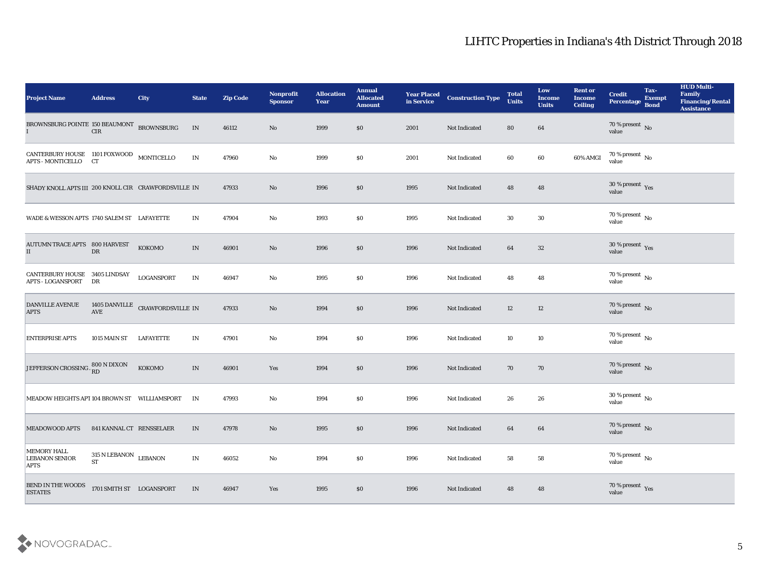# LIHTC Properties in Indiana's 4th District Through 2018

| Project Name | Address | City | State | Zip Code | Nonprofit Sponsor | Allocation Year | Annual Allocated Amount | Year Placed in Service | Construction Type | Total Units | Low Income Units | Rent or Income Ceiling | Credit Percentage | Tax-Exempt Bond | HUD Multi-Family Financing/Rental Assistance |
|---|---|---|---|---|---|---|---|---|---|---|---|---|---|---|---|
| BROWNSBURG POINTE I | 150 BEAUMONT CIR | BROWNSBURG | IN | 46112 | No | 1999 | $0 | 2001 | Not Indicated | 80 | 64 | | 70 % present value | No | |
| CANTERBURY HOUSE APTS - MONTICELLO | 1101 FOXWOOD CT | MONTICELLO | IN | 47960 | No | 1999 | $0 | 2001 | Not Indicated | 60 | 60 | 60% AMGI | 70 % present value | No | |
| SHADY KNOLL APTS III | 200 KNOLL CIR | CRAWFORDSVILLE | IN | 47933 | No | 1996 | $0 | 1995 | Not Indicated | 48 | 48 | | 30 % present value | Yes | |
| WADE & WESSON APTS | 1740 SALEM ST | LAFAYETTE | IN | 47904 | No | 1993 | $0 | 1995 | Not Indicated | 30 | 30 | | 70 % present value | No | |
| AUTUMN TRACE APTS II | 800 HARVEST DR | KOKOMO | IN | 46901 | No | 1996 | $0 | 1996 | Not Indicated | 64 | 32 | | 30 % present value | Yes | |
| CANTERBURY HOUSE APTS - LOGANSPORT | 3405 LINDSAY DR | LOGANSPORT | IN | 46947 | No | 1995 | $0 | 1996 | Not Indicated | 48 | 48 | | 70 % present value | No | |
| DANVILLE AVENUE APTS | 1405 DANVILLE AVE | CRAWFORDSVILLE | IN | 47933 | No | 1994 | $0 | 1996 | Not Indicated | 12 | 12 | | 70 % present value | No | |
| ENTERPRISE APTS | 1015 MAIN ST | LAFAYETTE | IN | 47901 | No | 1994 | $0 | 1996 | Not Indicated | 10 | 10 | | 70 % present value | No | |
| JEFFERSON CROSSING . | 800 N DIXON RD | KOKOMO | IN | 46901 | Yes | 1994 | $0 | 1996 | Not Indicated | 70 | 70 | | 70 % present value | No | |
| MEADOW HEIGHTS APT | 104 BROWN ST | WILLIAMSPORT | IN | 47993 | No | 1994 | $0 | 1996 | Not Indicated | 26 | 26 | | 30 % present value | No | |
| MEADOWOOD APTS | 841 KANNAL CT | RENSSELAER | IN | 47978 | No | 1995 | $0 | 1996 | Not Indicated | 64 | 64 | | 70 % present value | No | |
| MEMORY HALL LEBANON SENIOR APTS | 315 N LEBANON ST | LEBANON | IN | 46052 | No | 1994 | $0 | 1996 | Not Indicated | 58 | 58 | | 70 % present value | No | |
| BEND IN THE WOODS ESTATES | 1701 SMITH ST | LOGANSPORT | IN | 46947 | Yes | 1995 | $0 | 1996 | Not Indicated | 48 | 48 | | 70 % present value | Yes | |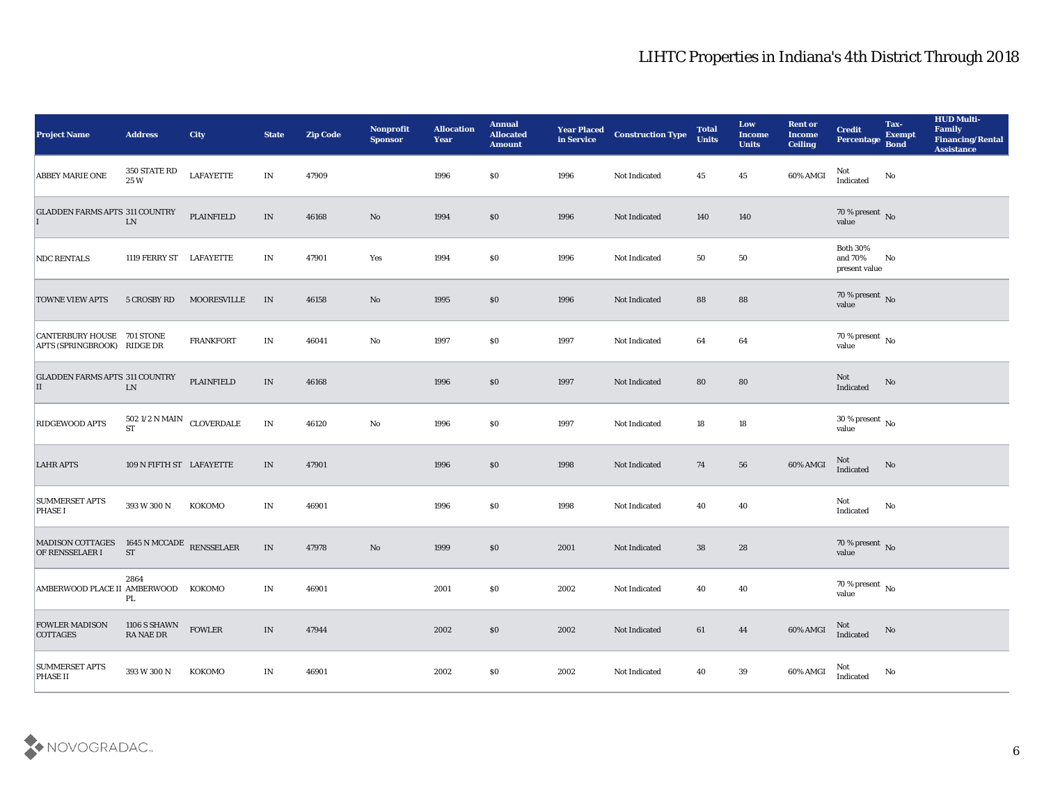# LIHTC Properties in Indiana's 4th District Through 2018

| Project Name | Address | City | State | Zip Code | Nonprofit Sponsor | Allocation Year | Annual Allocated Amount | Year Placed in Service | Construction Type | Total Units | Low Income Units | Rent or Income Ceiling | Credit Percentage | Tax-Exempt Bond | HUD Multi-Family Financing/Rental Assistance |
|---|---|---|---|---|---|---|---|---|---|---|---|---|---|---|---|
| ABBEY MARIE ONE | 350 STATE RD 25 W | LAFAYETTE | IN | 47909 | | 1996 | $0 | 1996 | Not Indicated | 45 | 45 | 60% AMGI | Not Indicated | No | |
| GLADDEN FARMS APTS I | 311 COUNTRY LN | PLAINFIELD | IN | 46168 | No | 1994 | $0 | 1996 | Not Indicated | 140 | 140 | | 70 % present value | No | |
| NDC RENTALS | 1119 FERRY ST | LAFAYETTE | IN | 47901 | Yes | 1994 | $0 | 1996 | Not Indicated | 50 | 50 | | Both 30% and 70% present value | No | |
| TOWNE VIEW APTS | 5 CROSBY RD | MOORESVILLE | IN | 46158 | No | 1995 | $0 | 1996 | Not Indicated | 88 | 88 | | 70 % present value | No | |
| CANTERBURY HOUSE APTS (SPRINGBROOK) | 701 STONE RIDGE DR | FRANKFORT | IN | 46041 | No | 1997 | $0 | 1997 | Not Indicated | 64 | 64 | | 70 % present value | No | |
| GLADDEN FARMS APTS II | 311 COUNTRY LN | PLAINFIELD | IN | 46168 | | 1996 | $0 | 1997 | Not Indicated | 80 | 80 | | Not Indicated | No | |
| RIDGEWOOD APTS | 502 1/2 N MAIN ST | CLOVERDALE | IN | 46120 | No | 1996 | $0 | 1997 | Not Indicated | 18 | 18 | | 30 % present value | No | |
| LAHR APTS | 109 N FIFTH ST | LAFAYETTE | IN | 47901 | | 1996 | $0 | 1998 | Not Indicated | 74 | 56 | 60% AMGI | Not Indicated | No | |
| SUMMERSET APTS PHASE I | 393 W 300 N | KOKOMO | IN | 46901 | | 1996 | $0 | 1998 | Not Indicated | 40 | 40 | | Not Indicated | No | |
| MADISON COTTAGES OF RENSSELAER I | 1645 N MCCADE ST | RENSSELAER | IN | 47978 | No | 1999 | $0 | 2001 | Not Indicated | 38 | 28 | | 70 % present value | No | |
| AMBERWOOD PLACE II | 2864 AMBERWOOD PL | KOKOMO | IN | 46901 | | 2001 | $0 | 2002 | Not Indicated | 40 | 40 | | 70 % present value | No | |
| FOWLER MADISON COTTAGES | 1106 S SHAWN RA NAE DR | FOWLER | IN | 47944 | | 2002 | $0 | 2002 | Not Indicated | 61 | 44 | 60% AMGI | Not Indicated | No | |
| SUMMERSET APTS PHASE II | 393 W 300 N | KOKOMO | IN | 46901 | | 2002 | $0 | 2002 | Not Indicated | 40 | 39 | 60% AMGI | Not Indicated | No | |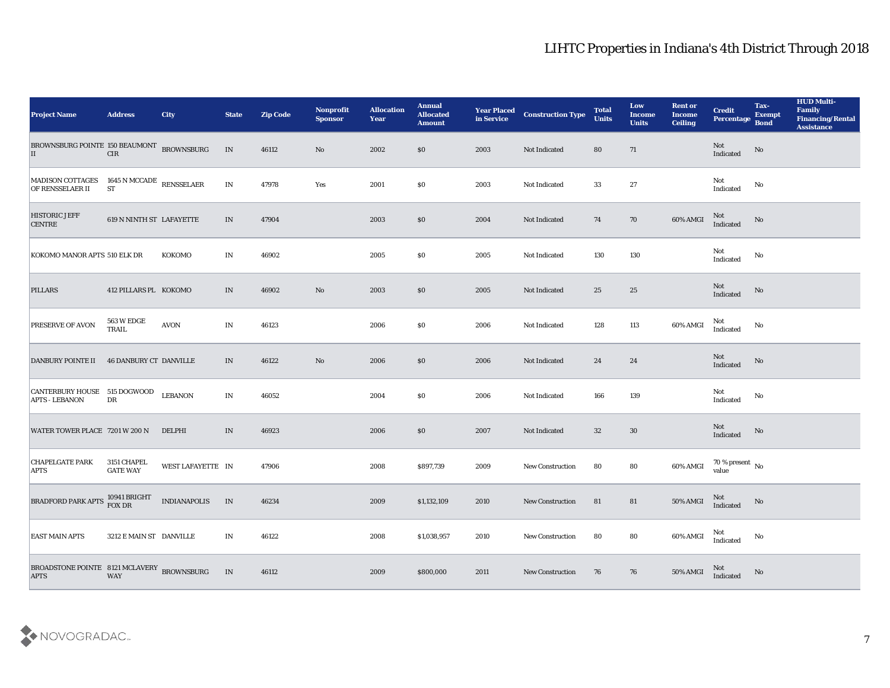# LIHTC Properties in Indiana's 4th District Through 2018

| Project Name | Address | City | State | Zip Code | Nonprofit Sponsor | Allocation Year | Annual Allocated Amount | Year Placed in Service | Construction Type | Total Units | Low Income Units | Rent or Income Ceiling | Credit Percentage | Tax-Exempt Bond | HUD Multi-Family Financing/Rental Assistance |
|---|---|---|---|---|---|---|---|---|---|---|---|---|---|---|---|
| BROWNSBURG POINTE II | 150 BEAUMONT CIR | BROWNSBURG | IN | 46112 | No | 2002 | $0 | 2003 | Not Indicated | 80 | 71 | | Not Indicated | No | |
| MADISON COTTAGES OF RENSSELAER II | 1645 N MCCADE ST | RENSSELAER | IN | 47978 | Yes | 2001 | $0 | 2003 | Not Indicated | 33 | 27 | | Not Indicated | No | |
| HISTORIC JEFF CENTRE | 619 N NINTH ST | LAFAYETTE | IN | 47904 | | 2003 | $0 | 2004 | Not Indicated | 74 | 70 | 60% AMGI | Not Indicated | No | |
| KOKOMO MANOR APTS | 510 ELK DR | KOKOMO | IN | 46902 | | 2005 | $0 | 2005 | Not Indicated | 130 | 130 | | Not Indicated | No | |
| PILLARS | 412 PILLARS PL | KOKOMO | IN | 46902 | No | 2003 | $0 | 2005 | Not Indicated | 25 | 25 | | Not Indicated | No | |
| PRESERVE OF AVON | 563 W EDGE TRAIL | AVON | IN | 46123 | | 2006 | $0 | 2006 | Not Indicated | 128 | 113 | 60% AMGI | Not Indicated | No | |
| DANBURY POINTE II | 46 DANBURY CT | DANVILLE | IN | 46122 | No | 2006 | $0 | 2006 | Not Indicated | 24 | 24 | | Not Indicated | No | |
| CANTERBURY HOUSE APTS - LEBANON | 515 DOGWOOD DR | LEBANON | IN | 46052 | | 2004 | $0 | 2006 | Not Indicated | 166 | 139 | | Not Indicated | No | |
| WATER TOWER PLACE | 7201 W 200 N | DELPHI | IN | 46923 | | 2006 | $0 | 2007 | Not Indicated | 32 | 30 | | Not Indicated | No | |
| CHAPELGATE PARK APTS | 3151 CHAPEL GATE WAY | WEST LAFAYETTE | IN | 47906 | | 2008 | $897,739 | 2009 | New Construction | 80 | 80 | 60% AMGI | 70 % present value | No | |
| BRADFORD PARK APTS | 10941 BRIGHT FOX DR | INDIANAPOLIS | IN | 46234 | | 2009 | $1,132,109 | 2010 | New Construction | 81 | 81 | 50% AMGI | Not Indicated | No | |
| EAST MAIN APTS | 3212 E MAIN ST | DANVILLE | IN | 46122 | | 2008 | $1,038,957 | 2010 | New Construction | 80 | 80 | 60% AMGI | Not Indicated | No | |
| BROADSTONE POINTE APTS | 8121 MCLAVERY WAY | BROWNSBURG | IN | 46112 | | 2009 | $800,000 | 2011 | New Construction | 76 | 76 | 50% AMGI | Not Indicated | No | |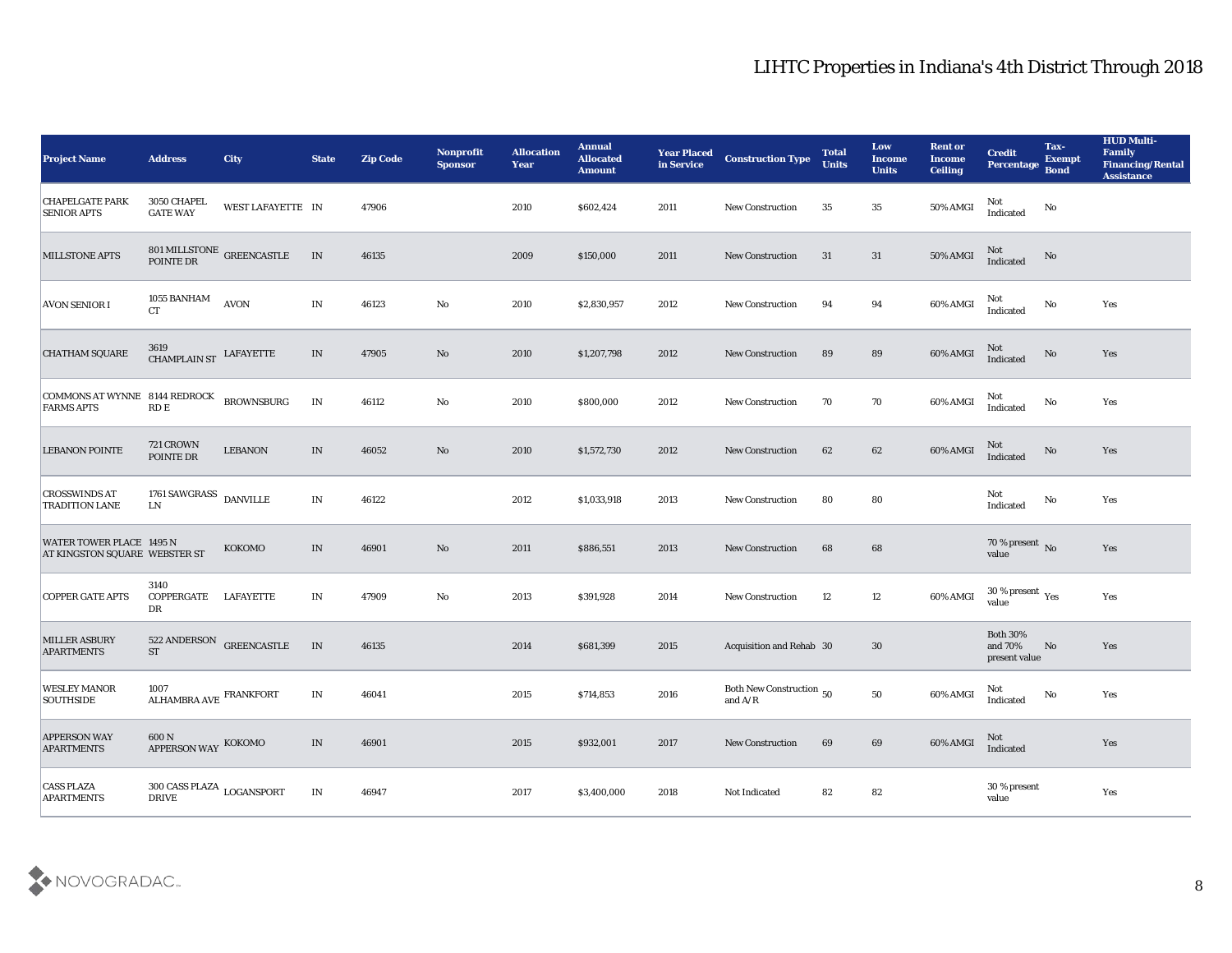# LIHTC Properties in Indiana's 4th District Through 2018

| Project Name | Address | City | State | Zip Code | Nonprofit Sponsor | Allocation Year | Annual Allocated Amount | Year Placed in Service | Construction Type | Total Units | Low Income Units | Rent or Income Ceiling | Credit Percentage | Tax-Exempt Bond | HUD Multi-Family Financing/Rental Assistance |
|---|---|---|---|---|---|---|---|---|---|---|---|---|---|---|---|
| CHAPELGATE PARK SENIOR APTS | 3050 CHAPEL GATE WAY | WEST LAFAYETTE | IN | 47906 | | 2010 | $602,424 | 2011 | New Construction | 35 | 35 | 50% AMGI | Not Indicated | No | |
| MILLSTONE APTS | 801 MILLSTONE POINTE DR | GREENCASTLE | IN | 46135 | | 2009 | $150,000 | 2011 | New Construction | 31 | 31 | 50% AMGI | Not Indicated | No | |
| AVON SENIOR I | 1055 BANHAM CT | AVON | IN | 46123 | No | 2010 | $2,830,957 | 2012 | New Construction | 94 | 94 | 60% AMGI | Not Indicated | No | Yes |
| CHATHAM SQUARE | 3619 CHAMPLAIN ST | LAFAYETTE | IN | 47905 | No | 2010 | $1,207,798 | 2012 | New Construction | 89 | 89 | 60% AMGI | Not Indicated | No | Yes |
| COMMONS AT WYNNE FARMS APTS | 8144 REDROCK RD E | BROWNSBURG | IN | 46112 | No | 2010 | $800,000 | 2012 | New Construction | 70 | 70 | 60% AMGI | Not Indicated | No | Yes |
| LEBANON POINTE | 721 CROWN POINTE DR | LEBANON | IN | 46052 | No | 2010 | $1,572,730 | 2012 | New Construction | 62 | 62 | 60% AMGI | Not Indicated | No | Yes |
| CROSSWINDS AT TRADITION LANE | 1761 SAWGRASS LN | DANVILLE | IN | 46122 | | 2012 | $1,033,918 | 2013 | New Construction | 80 | 80 | | Not Indicated | No | Yes |
| WATER TOWER PLACE AT KINGSTON SQUARE | 1495 N WEBSTER ST | KOKOMO | IN | 46901 | No | 2011 | $886,551 | 2013 | New Construction | 68 | 68 | | 70 % present value | No | Yes |
| COPPER GATE APTS | 3140 COPPERGATE DR | LAFAYETTE | IN | 47909 | No | 2013 | $391,928 | 2014 | New Construction | 12 | 12 | 60% AMGI | 30 % present value | Yes | Yes |
| MILLER ASBURY APARTMENTS | 522 ANDERSON ST | GREENCASTLE | IN | 46135 | | 2014 | $681,399 | 2015 | Acquisition and Rehab | 30 | 30 | | Both 30% and 70% present value | No | Yes |
| WESLEY MANOR SOUTHSIDE | 1007 ALHAMBRA AVE | FRANKFORT | IN | 46041 | | 2015 | $714,853 | 2016 | Both New Construction and A/R | 50 | 50 | 60% AMGI | Not Indicated | No | Yes |
| APPERSON WAY APARTMENTS | 600 N APPERSON WAY | KOKOMO | IN | 46901 | | 2015 | $932,001 | 2017 | New Construction | 69 | 69 | 60% AMGI | Not Indicated | | Yes |
| CASS PLAZA APARTMENTS | 300 CASS PLAZA DRIVE | LOGANSPORT | IN | 46947 | | 2017 | $3,400,000 | 2018 | Not Indicated | 82 | 82 | | 30 % present value | | Yes |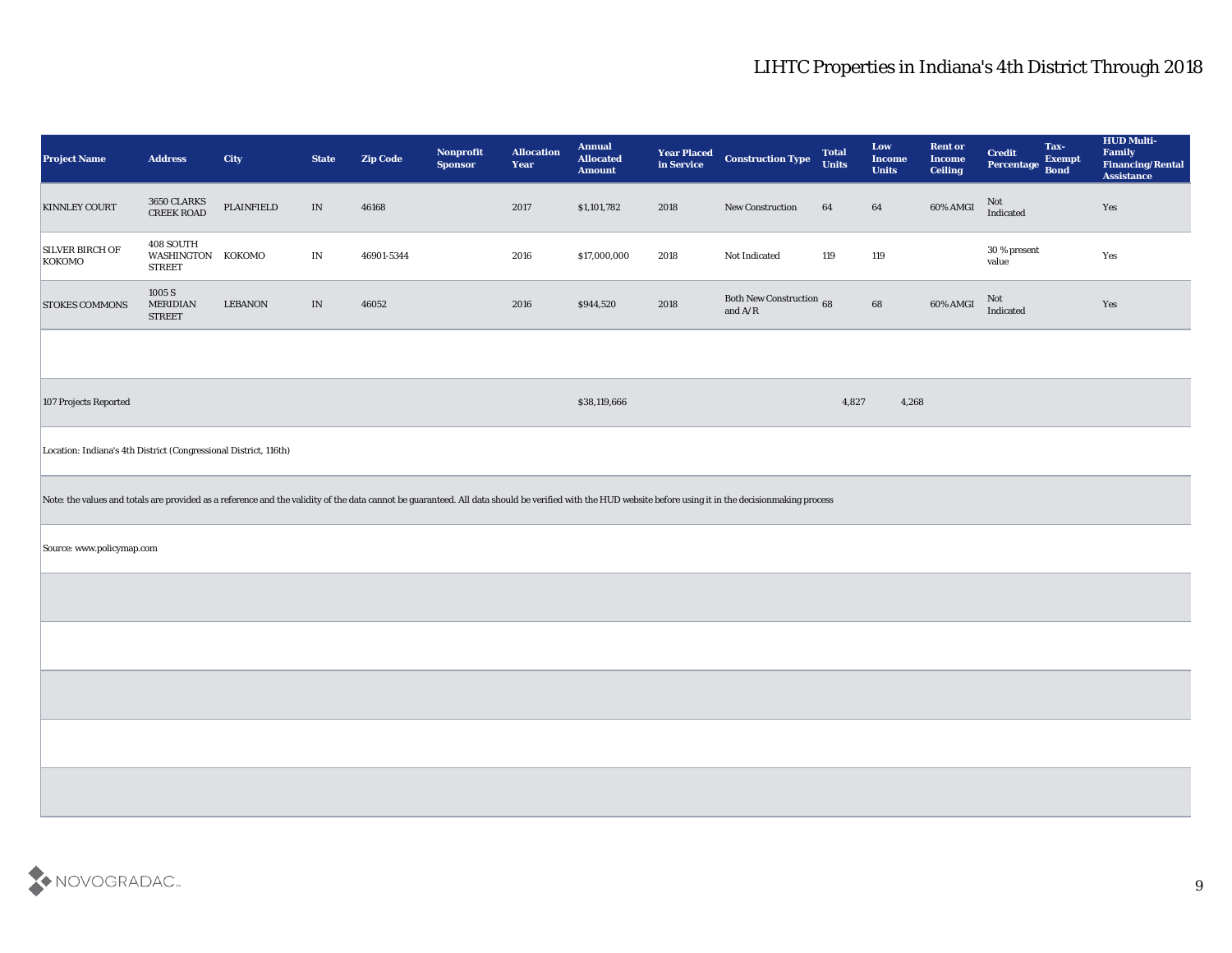# LIHTC Properties in Indiana's 4th District Through 2018

| Project Name | Address | City | State | Zip Code | Nonprofit Sponsor | Allocation Year | Annual Allocated Amount | Year Placed in Service | Construction Type | Total Units | Low Income Units | Rent or Income Ceiling | Credit Percentage | Tax-Exempt Bond | HUD Multi-Family Financing/Rental Assistance |
|---|---|---|---|---|---|---|---|---|---|---|---|---|---|---|---|
| KINNLEY COURT | 3650 CLARKS CREEK ROAD | PLAINFIELD | IN | 46168 | | 2017 | $1,101,782 | 2018 | New Construction | 64 | 64 | 60% AMGI | Not Indicated | | Yes |
| SILVER BIRCH OF KOKOMO | 408 SOUTH WASHINGTON STREET | KOKOMO | IN | 46901-5344 | | 2016 | $17,000,000 | 2018 | Not Indicated | 119 | 119 | | 30 % present value | | Yes |
| STOKES COMMONS | 1005 S MERIDIAN STREET | LEBANON | IN | 46052 | | 2016 | $944,520 | 2018 | Both New Construction and A/R | 68 | 68 | 60% AMGI | Not Indicated | | Yes |
| | | | | | | | | | | | | | | | |
| 107 Projects Reported | | | | | | | $38,119,666 | | | 4,827 | 4,268 | | | | |

Location: Indiana's 4th District (Congressional District, 116th)

Note: the values and totals are provided as a reference and the validity of the data cannot be guaranteed. All data should be verified with the HUD website before using it in the decisionmaking process

Source: www.policymap.com